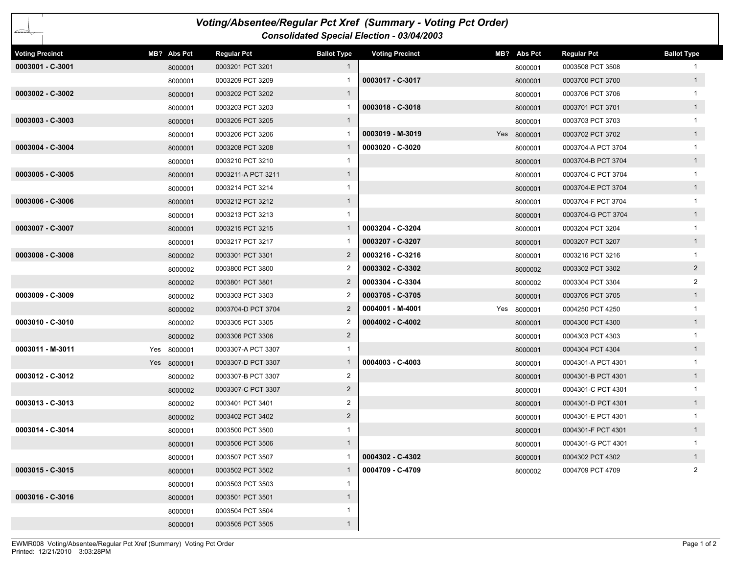# Voting/Absentee/Regular Pct Xref (Summary - Voting Pct Order)

## Consolidated Special Election - 03/04/2003

| Voting Precinct | MB? | Abs Pct | Regular Pct | Ballot Type |
|---|---|---|---|---|
| 0003001 - C-3001 | | 8000001 | 0003201 PCT 3201 | 1 |
| | | 8000001 | 0003209 PCT 3209 | 1 |
| 0003002 - C-3002 | | 8000001 | 0003202 PCT 3202 | 1 |
| | | 8000001 | 0003203 PCT 3203 | 1 |
| 0003003 - C-3003 | | 8000001 | 0003205 PCT 3205 | 1 |
| | | 8000001 | 0003206 PCT 3206 | 1 |
| 0003004 - C-3004 | | 8000001 | 0003208 PCT 3208 | 1 |
| | | 8000001 | 0003210 PCT 3210 | 1 |
| 0003005 - C-3005 | | 8000001 | 0003211-A PCT 3211 | 1 |
| | | 8000001 | 0003214 PCT 3214 | 1 |
| 0003006 - C-3006 | | 8000001 | 0003212 PCT 3212 | 1 |
| | | 8000001 | 0003213 PCT 3213 | 1 |
| 0003007 - C-3007 | | 8000001 | 0003215 PCT 3215 | 1 |
| | | 8000001 | 0003217 PCT 3217 | 1 |
| 0003008 - C-3008 | | 8000002 | 0003301 PCT 3301 | 2 |
| | | 8000002 | 0003800 PCT 3800 | 2 |
| | | 8000002 | 0003801 PCT 3801 | 2 |
| 0003009 - C-3009 | | 8000002 | 0003303 PCT 3303 | 2 |
| | | 8000002 | 0003704-D PCT 3704 | 2 |
| 0003010 - C-3010 | | 8000002 | 0003305 PCT 3305 | 2 |
| | | 8000002 | 0003306 PCT 3306 | 2 |
| 0003011 - M-3011 | Yes | 8000001 | 0003307-A PCT 3307 | 1 |
| | Yes | 8000001 | 0003307-D PCT 3307 | 1 |
| 0003012 - C-3012 | | 8000002 | 0003307-B PCT 3307 | 2 |
| | | 8000002 | 0003307-C PCT 3307 | 2 |
| 0003013 - C-3013 | | 8000002 | 0003401 PCT 3401 | 2 |
| | | 8000002 | 0003402 PCT 3402 | 2 |
| 0003014 - C-3014 | | 8000001 | 0003500 PCT 3500 | 1 |
| | | 8000001 | 0003506 PCT 3506 | 1 |
| | | 8000001 | 0003507 PCT 3507 | 1 |
| 0003015 - C-3015 | | 8000001 | 0003502 PCT 3502 | 1 |
| | | 8000001 | 0003503 PCT 3503 | 1 |
| 0003016 - C-3016 | | 8000001 | 0003501 PCT 3501 | 1 |
| | | 8000001 | 0003504 PCT 3504 | 1 |
| | | 8000001 | 0003505 PCT 3505 | 1 |
| | | 8000001 | 0003508 PCT 3508 | 1 |
| 0003017 - C-3017 | | 8000001 | 0003700 PCT 3700 | 1 |
| | | 8000001 | 0003706 PCT 3706 | 1 |
| 0003018 - C-3018 | | 8000001 | 0003701 PCT 3701 | 1 |
| | | 8000001 | 0003703 PCT 3703 | 1 |
| 0003019 - M-3019 | Yes | 8000001 | 0003702 PCT 3702 | 1 |
| 0003020 - C-3020 | | 8000001 | 0003704-A PCT 3704 | 1 |
| | | 8000001 | 0003704-B PCT 3704 | 1 |
| | | 8000001 | 0003704-C PCT 3704 | 1 |
| | | 8000001 | 0003704-E PCT 3704 | 1 |
| | | 8000001 | 0003704-F PCT 3704 | 1 |
| | | 8000001 | 0003704-G PCT 3704 | 1 |
| 0003204 - C-3204 | | 8000001 | 0003204 PCT 3204 | 1 |
| 0003207 - C-3207 | | 8000001 | 0003207 PCT 3207 | 1 |
| 0003216 - C-3216 | | 8000001 | 0003216 PCT 3216 | 1 |
| 0003302 - C-3302 | | 8000002 | 0003302 PCT 3302 | 2 |
| 0003304 - C-3304 | | 8000002 | 0003304 PCT 3304 | 2 |
| 0003705 - C-3705 | | 8000001 | 0003705 PCT 3705 | 1 |
| 0004001 - M-4001 | Yes | 8000001 | 0004250 PCT 4250 | 1 |
| 0004002 - C-4002 | | 8000001 | 0004300 PCT 4300 | 1 |
| | | 8000001 | 0004303 PCT 4303 | 1 |
| | | 8000001 | 0004304 PCT 4304 | 1 |
| 0004003 - C-4003 | | 8000001 | 0004301-A PCT 4301 | 1 |
| | | 8000001 | 0004301-B PCT 4301 | 1 |
| | | 8000001 | 0004301-C PCT 4301 | 1 |
| | | 8000001 | 0004301-D PCT 4301 | 1 |
| | | 8000001 | 0004301-E PCT 4301 | 1 |
| | | 8000001 | 0004301-F PCT 4301 | 1 |
| | | 8000001 | 0004301-G PCT 4301 | 1 |
| 0004302 - C-4302 | | 8000001 | 0004302 PCT 4302 | 1 |
| 0004709 - C-4709 | | 8000002 | 0004709 PCT 4709 | 2 |

EWMR008 Voting/Absentee/Regular Pct Xref (Summary) Voting Pct Order
Printed: 12/21/2010 3:03:28PM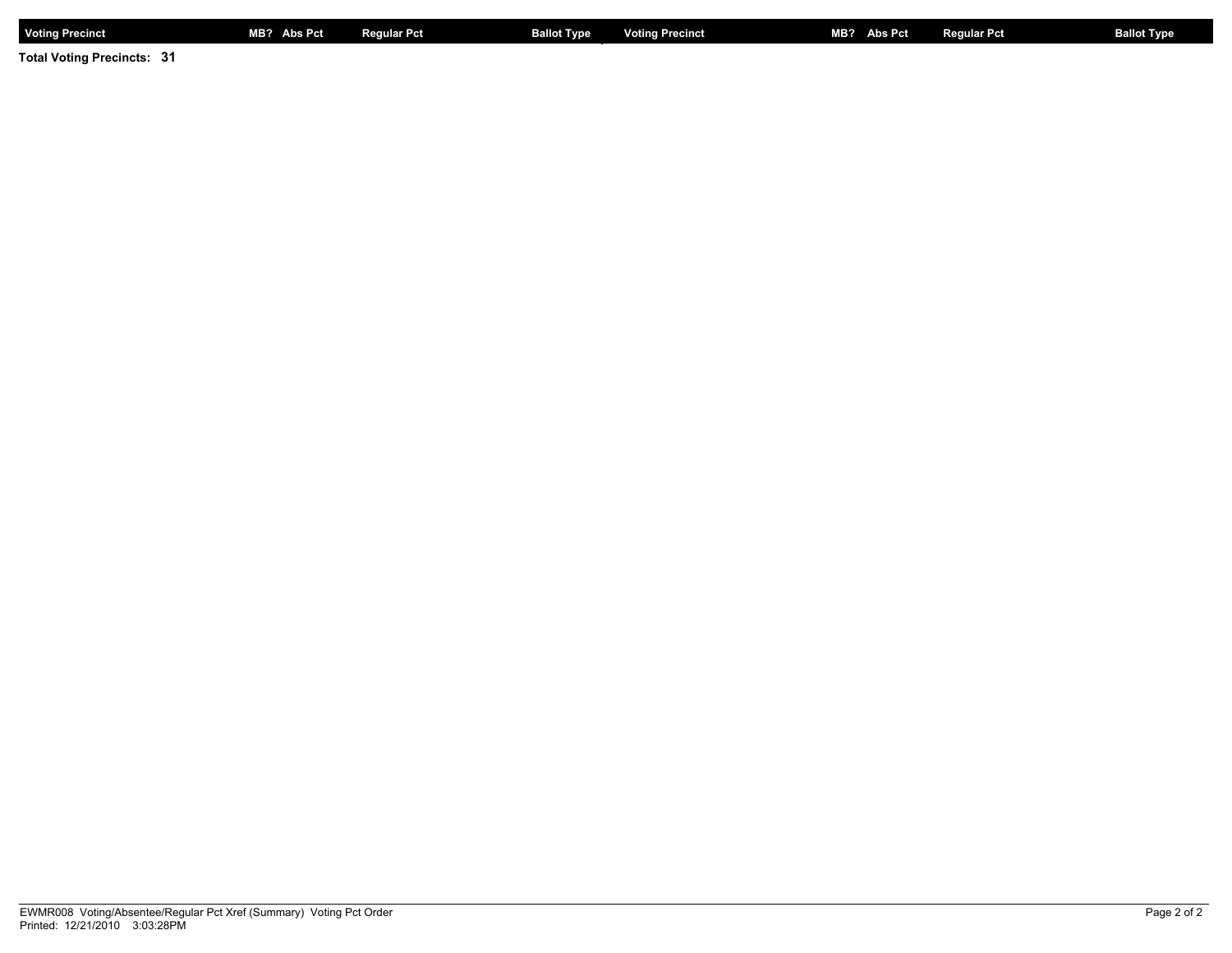| Voting Precinct | MB? | Abs Pct | Regular Pct | Ballot Type | Voting Precinct | MB? | Abs Pct | Regular Pct | Ballot Type |
|---|---|---|---|---|---|---|---|---|---|

**Total Voting Precincts: 31**

EWMR008 Voting/Absentee/Regular Pct Xref (Summary) Voting Pct Order
Printed: 12/21/2010 3:03:28PM